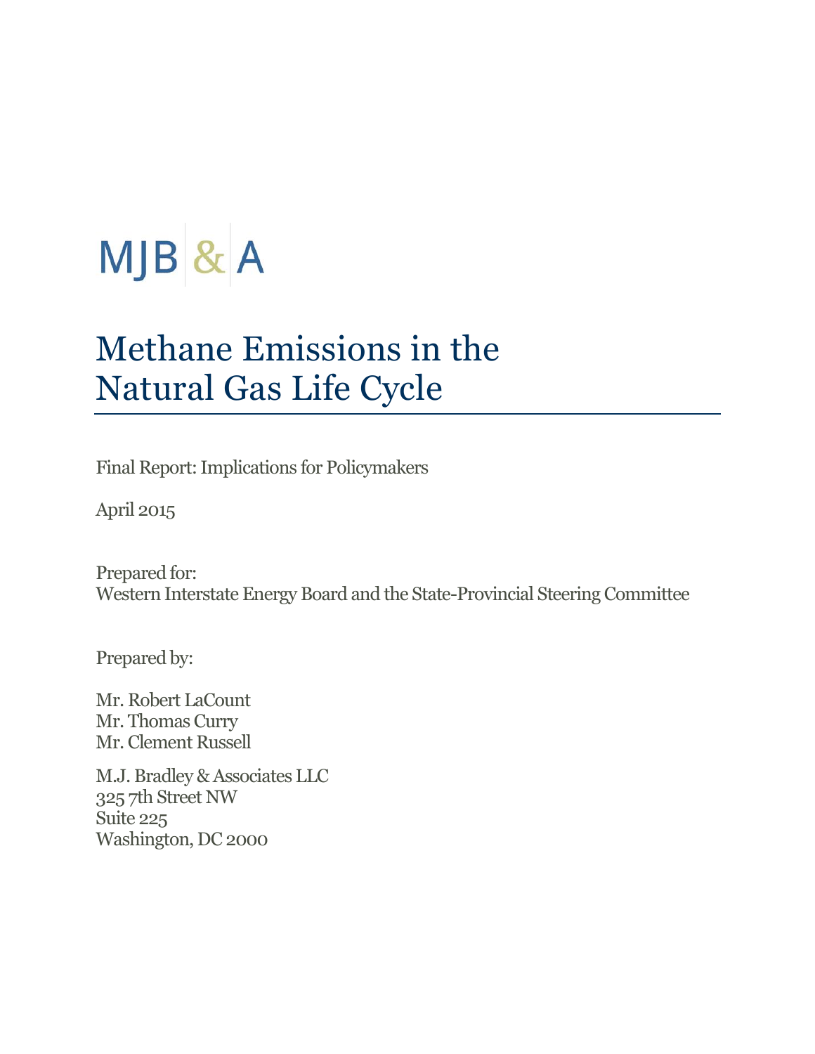MJB & A

# Methane Emissions in the Natural Gas Life Cycle

Final Report: Implications for Policymakers

April 2015

Prepared for:
Western Interstate Energy Board and the State-Provincial Steering Committee

Prepared by:

Mr. Robert LaCount
Mr. Thomas Curry
Mr. Clement Russell

M.J. Bradley & Associates LLC
325 7th Street NW
Suite 225
Washington, DC 2000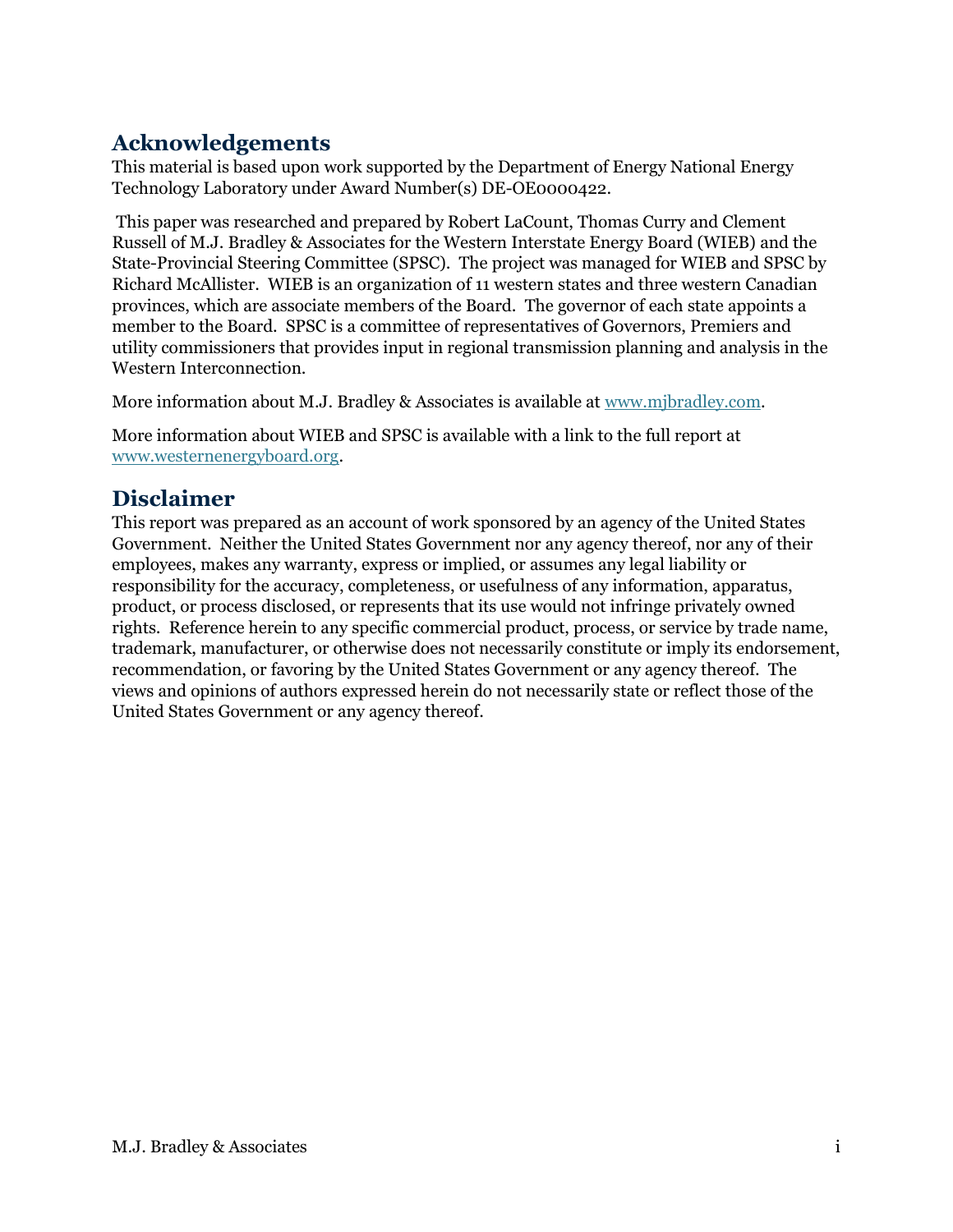## Acknowledgements

This material is based upon work supported by the Department of Energy National Energy Technology Laboratory under Award Number(s) DE-OE0000422.

This paper was researched and prepared by Robert LaCount, Thomas Curry and Clement Russell of M.J. Bradley & Associates for the Western Interstate Energy Board (WIEB) and the State-Provincial Steering Committee (SPSC). The project was managed for WIEB and SPSC by Richard McAllister. WIEB is an organization of 11 western states and three western Canadian provinces, which are associate members of the Board. The governor of each state appoints a member to the Board. SPSC is a committee of representatives of Governors, Premiers and utility commissioners that provides input in regional transmission planning and analysis in the Western Interconnection.

More information about M.J. Bradley & Associates is available at [www.mjbradley.com](http://www.mjbradley.com).

More information about WIEB and SPSC is available with a link to the full report at [www.westernenergyboard.org](http://www.westernenergyboard.org).

## Disclaimer

This report was prepared as an account of work sponsored by an agency of the United States Government. Neither the United States Government nor any agency thereof, nor any of their employees, makes any warranty, express or implied, or assumes any legal liability or responsibility for the accuracy, completeness, or usefulness of any information, apparatus, product, or process disclosed, or represents that its use would not infringe privately owned rights. Reference herein to any specific commercial product, process, or service by trade name, trademark, manufacturer, or otherwise does not necessarily constitute or imply its endorsement, recommendation, or favoring by the United States Government or any agency thereof. The views and opinions of authors expressed herein do not necessarily state or reflect those of the United States Government or any agency thereof.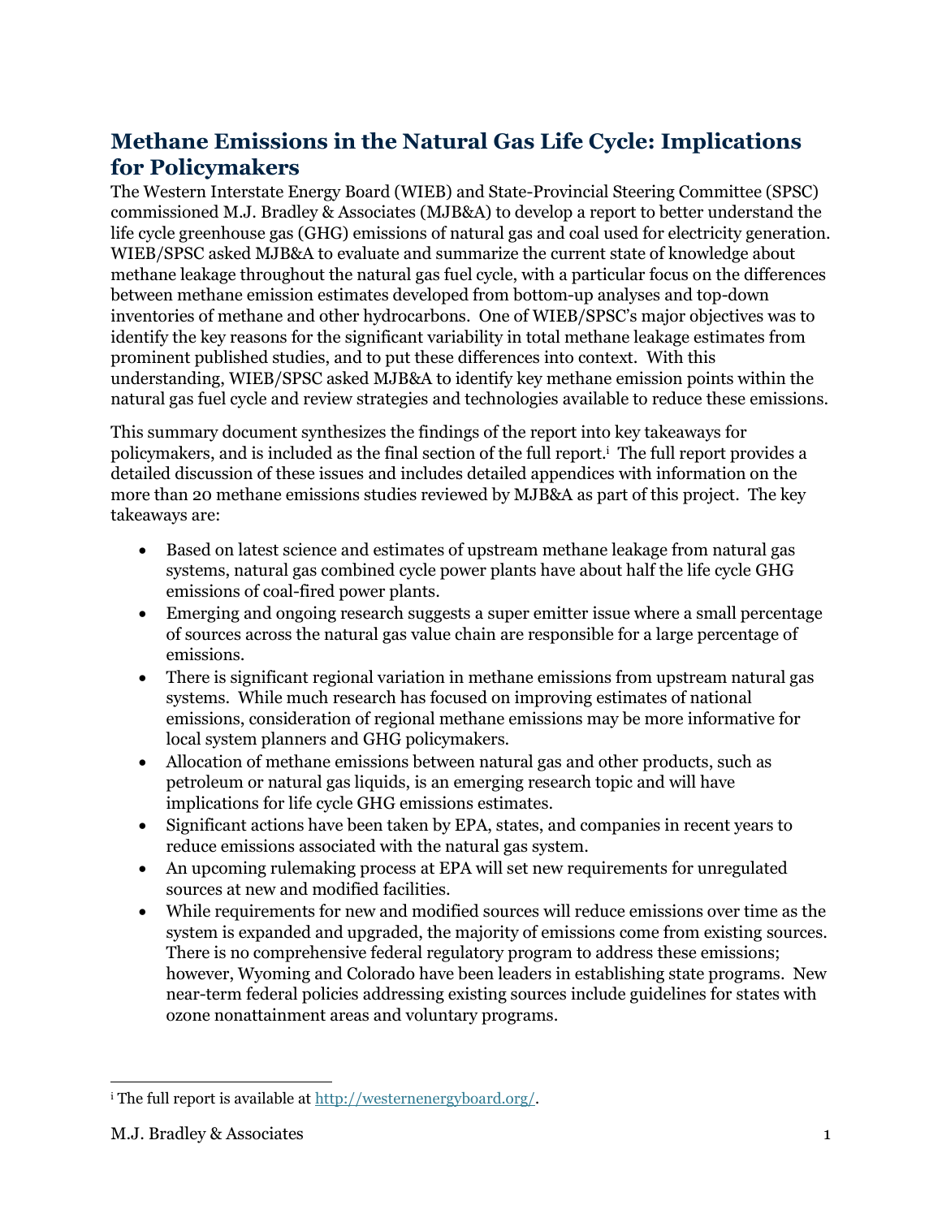## Methane Emissions in the Natural Gas Life Cycle: Implications for Policymakers

The Western Interstate Energy Board (WIEB) and State-Provincial Steering Committee (SPSC) commissioned M.J. Bradley & Associates (MJB&A) to develop a report to better understand the life cycle greenhouse gas (GHG) emissions of natural gas and coal used for electricity generation. WIEB/SPSC asked MJB&A to evaluate and summarize the current state of knowledge about methane leakage throughout the natural gas fuel cycle, with a particular focus on the differences between methane emission estimates developed from bottom-up analyses and top-down inventories of methane and other hydrocarbons. One of WIEB/SPSC's major objectives was to identify the key reasons for the significant variability in total methane leakage estimates from prominent published studies, and to put these differences into context. With this understanding, WIEB/SPSC asked MJB&A to identify key methane emission points within the natural gas fuel cycle and review strategies and technologies available to reduce these emissions.

This summary document synthesizes the findings of the report into key takeaways for policymakers, and is included as the final section of the full report.[i] The full report provides a detailed discussion of these issues and includes detailed appendices with information on the more than 20 methane emissions studies reviewed by MJB&A as part of this project. The key takeaways are:

- Based on latest science and estimates of upstream methane leakage from natural gas systems, natural gas combined cycle power plants have about half the life cycle GHG emissions of coal-fired power plants.
- Emerging and ongoing research suggests a super emitter issue where a small percentage of sources across the natural gas value chain are responsible for a large percentage of emissions.
- There is significant regional variation in methane emissions from upstream natural gas systems. While much research has focused on improving estimates of national emissions, consideration of regional methane emissions may be more informative for local system planners and GHG policymakers.
- Allocation of methane emissions between natural gas and other products, such as petroleum or natural gas liquids, is an emerging research topic and will have implications for life cycle GHG emissions estimates.
- Significant actions have been taken by EPA, states, and companies in recent years to reduce emissions associated with the natural gas system.
- An upcoming rulemaking process at EPA will set new requirements for unregulated sources at new and modified facilities.
- While requirements for new and modified sources will reduce emissions over time as the system is expanded and upgraded, the majority of emissions come from existing sources. There is no comprehensive federal regulatory program to address these emissions; however, Wyoming and Colorado have been leaders in establishing state programs. New near-term federal policies addressing existing sources include guidelines for states with ozone nonattainment areas and voluntary programs.

---

[i] The full report is available at http://westernenergyboard.org/.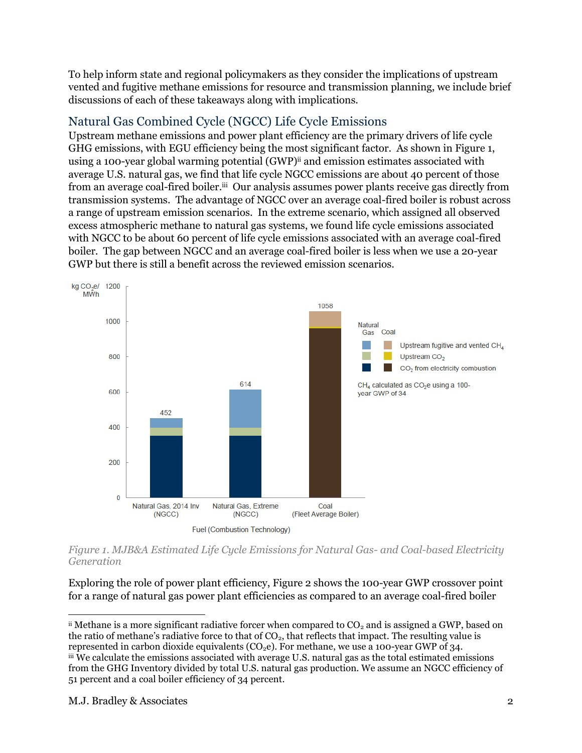To help inform state and regional policymakers as they consider the implications of upstream vented and fugitive methane emissions for resource and transmission planning, we include brief discussions of each of these takeaways along with implications.

## Natural Gas Combined Cycle (NGCC) Life Cycle Emissions

Upstream methane emissions and power plant efficiency are the primary drivers of life cycle GHG emissions, with EGU efficiency being the most significant factor. As shown in Figure 1, using a 100-year global warming potential (GWP)[ii] and emission estimates associated with average U.S. natural gas, we find that life cycle NGCC emissions are about 40 percent of those from an average coal-fired boiler.[iii] Our analysis assumes power plants receive gas directly from transmission systems. The advantage of NGCC over an average coal-fired boiler is robust across a range of upstream emission scenarios. In the extreme scenario, which assigned all observed excess atmospheric methane to natural gas systems, we found life cycle emissions associated with NGCC to be about 60 percent of life cycle emissions associated with an average coal-fired boiler. The gap between NGCC and an average coal-fired boiler is less when we use a 20-year GWP but there is still a benefit across the reviewed emission scenarios.

| Fuel (Combustion Technology) | Total (kg $CO_2e$/MWh) |
|---|---|
| Natural Gas, 2014 Inv (NGCC) | 452 |
| Natural Gas, Extreme (NGCC) | 614 |
| Coal (Fleet Average Boiler) | 1058 |

Legend: Upstream fugitive and vented $CH_4$; Upstream $CO_2$; $CO_2$ from electricity combustion. $CH_4$ calculated as $CO_2e$ using a 100-year GWP of 34.

*Figure 1. MJB&A Estimated Life Cycle Emissions for Natural Gas- and Coal-based Electricity Generation*

Exploring the role of power plant efficiency, Figure 2 shows the 100-year GWP crossover point for a range of natural gas power plant efficiencies as compared to an average coal-fired boiler

---

[ii] Methane is a more significant radiative forcer when compared to $CO_2$ and is assigned a GWP, based on the ratio of methane's radiative force to that of $CO_2$, that reflects that impact. The resulting value is represented in carbon dioxide equivalents ($CO_2e$). For methane, we use a 100-year GWP of 34.

[iii] We calculate the emissions associated with average U.S. natural gas as the total estimated emissions from the GHG Inventory divided by total U.S. natural gas production. We assume an NGCC efficiency of 51 percent and a coal boiler efficiency of 34 percent.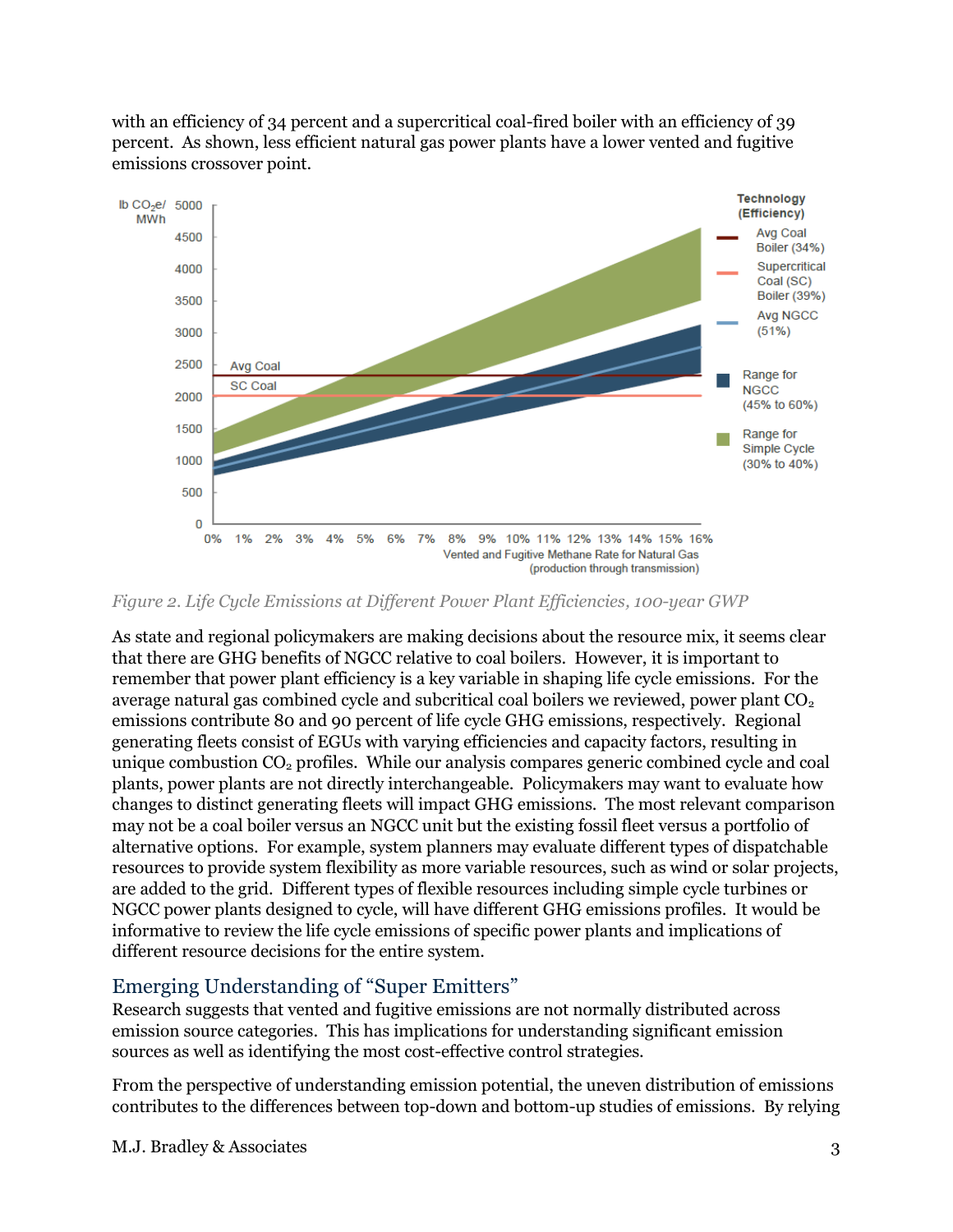with an efficiency of 34 percent and a supercritical coal-fired boiler with an efficiency of 39 percent. As shown, less efficient natural gas power plants have a lower vented and fugitive emissions crossover point.

*Figure 2. Life Cycle Emissions at Different Power Plant Efficiencies, 100-year GWP*

As state and regional policymakers are making decisions about the resource mix, it seems clear that there are GHG benefits of NGCC relative to coal boilers. However, it is important to remember that power plant efficiency is a key variable in shaping life cycle emissions. For the average natural gas combined cycle and subcritical coal boilers we reviewed, power plant $CO_2$ emissions contribute 80 and 90 percent of life cycle GHG emissions, respectively. Regional generating fleets consist of EGUs with varying efficiencies and capacity factors, resulting in unique combustion $CO_2$ profiles. While our analysis compares generic combined cycle and coal plants, power plants are not directly interchangeable. Policymakers may want to evaluate how changes to distinct generating fleets will impact GHG emissions. The most relevant comparison may not be a coal boiler versus an NGCC unit but the existing fossil fleet versus a portfolio of alternative options. For example, system planners may evaluate different types of dispatchable resources to provide system flexibility as more variable resources, such as wind or solar projects, are added to the grid. Different types of flexible resources including simple cycle turbines or NGCC power plants designed to cycle, will have different GHG emissions profiles. It would be informative to review the life cycle emissions of specific power plants and implications of different resource decisions for the entire system.

## Emerging Understanding of "Super Emitters"

Research suggests that vented and fugitive emissions are not normally distributed across emission source categories. This has implications for understanding significant emission sources as well as identifying the most cost-effective control strategies.

From the perspective of understanding emission potential, the uneven distribution of emissions contributes to the differences between top-down and bottom-up studies of emissions. By relying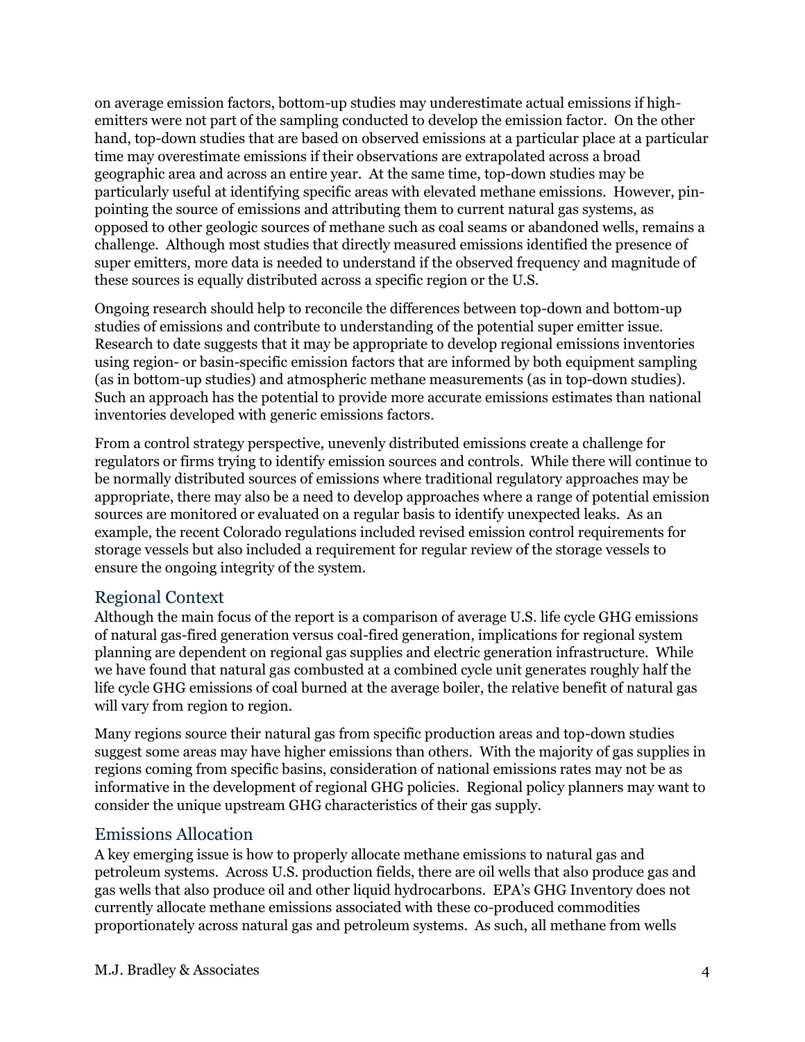on average emission factors, bottom-up studies may underestimate actual emissions if high-emitters were not part of the sampling conducted to develop the emission factor. On the other hand, top-down studies that are based on observed emissions at a particular place at a particular time may overestimate emissions if their observations are extrapolated across a broad geographic area and across an entire year. At the same time, top-down studies may be particularly useful at identifying specific areas with elevated methane emissions. However, pin-pointing the source of emissions and attributing them to current natural gas systems, as opposed to other geologic sources of methane such as coal seams or abandoned wells, remains a challenge. Although most studies that directly measured emissions identified the presence of super emitters, more data is needed to understand if the observed frequency and magnitude of these sources is equally distributed across a specific region or the U.S.

Ongoing research should help to reconcile the differences between top-down and bottom-up studies of emissions and contribute to understanding of the potential super emitter issue. Research to date suggests that it may be appropriate to develop regional emissions inventories using region- or basin-specific emission factors that are informed by both equipment sampling (as in bottom-up studies) and atmospheric methane measurements (as in top-down studies). Such an approach has the potential to provide more accurate emissions estimates than national inventories developed with generic emissions factors.

From a control strategy perspective, unevenly distributed emissions create a challenge for regulators or firms trying to identify emission sources and controls. While there will continue to be normally distributed sources of emissions where traditional regulatory approaches may be appropriate, there may also be a need to develop approaches where a range of potential emission sources are monitored or evaluated on a regular basis to identify unexpected leaks. As an example, the recent Colorado regulations included revised emission control requirements for storage vessels but also included a requirement for regular review of the storage vessels to ensure the ongoing integrity of the system.

## Regional Context

Although the main focus of the report is a comparison of average U.S. life cycle GHG emissions of natural gas-fired generation versus coal-fired generation, implications for regional system planning are dependent on regional gas supplies and electric generation infrastructure. While we have found that natural gas combusted at a combined cycle unit generates roughly half the life cycle GHG emissions of coal burned at the average boiler, the relative benefit of natural gas will vary from region to region.

Many regions source their natural gas from specific production areas and top-down studies suggest some areas may have higher emissions than others. With the majority of gas supplies in regions coming from specific basins, consideration of national emissions rates may not be as informative in the development of regional GHG policies. Regional policy planners may want to consider the unique upstream GHG characteristics of their gas supply.

## Emissions Allocation

A key emerging issue is how to properly allocate methane emissions to natural gas and petroleum systems. Across U.S. production fields, there are oil wells that also produce gas and gas wells that also produce oil and other liquid hydrocarbons. EPA's GHG Inventory does not currently allocate methane emissions associated with these co-produced commodities proportionately across natural gas and petroleum systems. As such, all methane from wells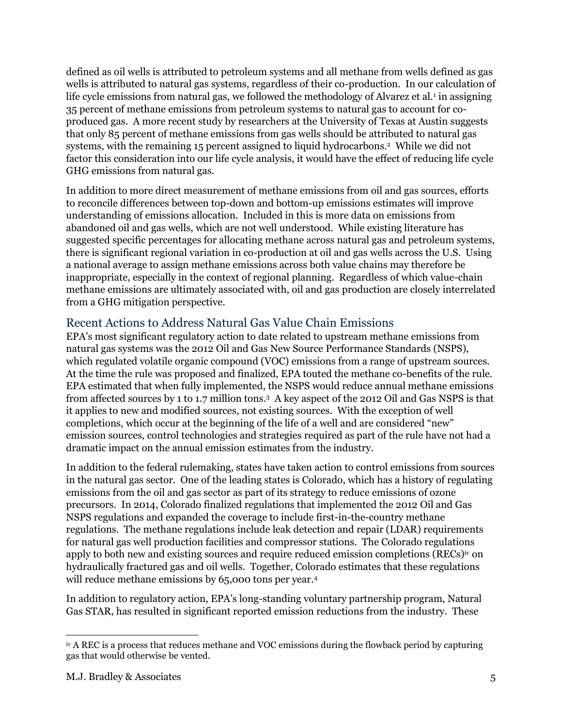defined as oil wells is attributed to petroleum systems and all methane from wells defined as gas wells is attributed to natural gas systems, regardless of their co-production. In our calculation of life cycle emissions from natural gas, we followed the methodology of Alvarez et al.[1] in assigning 35 percent of methane emissions from petroleum systems to natural gas to account for co-produced gas. A more recent study by researchers at the University of Texas at Austin suggests that only 85 percent of methane emissions from gas wells should be attributed to natural gas systems, with the remaining 15 percent assigned to liquid hydrocarbons.[2] While we did not factor this consideration into our life cycle analysis, it would have the effect of reducing life cycle GHG emissions from natural gas.

In addition to more direct measurement of methane emissions from oil and gas sources, efforts to reconcile differences between top-down and bottom-up emissions estimates will improve understanding of emissions allocation. Included in this is more data on emissions from abandoned oil and gas wells, which are not well understood. While existing literature has suggested specific percentages for allocating methane across natural gas and petroleum systems, there is significant regional variation in co-production at oil and gas wells across the U.S. Using a national average to assign methane emissions across both value chains may therefore be inappropriate, especially in the context of regional planning. Regardless of which value-chain methane emissions are ultimately associated with, oil and gas production are closely interrelated from a GHG mitigation perspective.

## Recent Actions to Address Natural Gas Value Chain Emissions

EPA's most significant regulatory action to date related to upstream methane emissions from natural gas systems was the 2012 Oil and Gas New Source Performance Standards (NSPS), which regulated volatile organic compound (VOC) emissions from a range of upstream sources. At the time the rule was proposed and finalized, EPA touted the methane co-benefits of the rule. EPA estimated that when fully implemented, the NSPS would reduce annual methane emissions from affected sources by 1 to 1.7 million tons.[3] A key aspect of the 2012 Oil and Gas NSPS is that it applies to new and modified sources, not existing sources. With the exception of well completions, which occur at the beginning of the life of a well and are considered "new" emission sources, control technologies and strategies required as part of the rule have not had a dramatic impact on the annual emission estimates from the industry.

In addition to the federal rulemaking, states have taken action to control emissions from sources in the natural gas sector. One of the leading states is Colorado, which has a history of regulating emissions from the oil and gas sector as part of its strategy to reduce emissions of ozone precursors. In 2014, Colorado finalized regulations that implemented the 2012 Oil and Gas NSPS regulations and expanded the coverage to include first-in-the-country methane regulations. The methane regulations include leak detection and repair (LDAR) requirements for natural gas well production facilities and compressor stations. The Colorado regulations apply to both new and existing sources and require reduced emission completions (RECs)[iv] on hydraulically fractured gas and oil wells. Together, Colorado estimates that these regulations will reduce methane emissions by 65,000 tons per year.[4]

In addition to regulatory action, EPA's long-standing voluntary partnership program, Natural Gas STAR, has resulted in significant reported emission reductions from the industry. These

---

[iv] A REC is a process that reduces methane and VOC emissions during the flowback period by capturing gas that would otherwise be vented.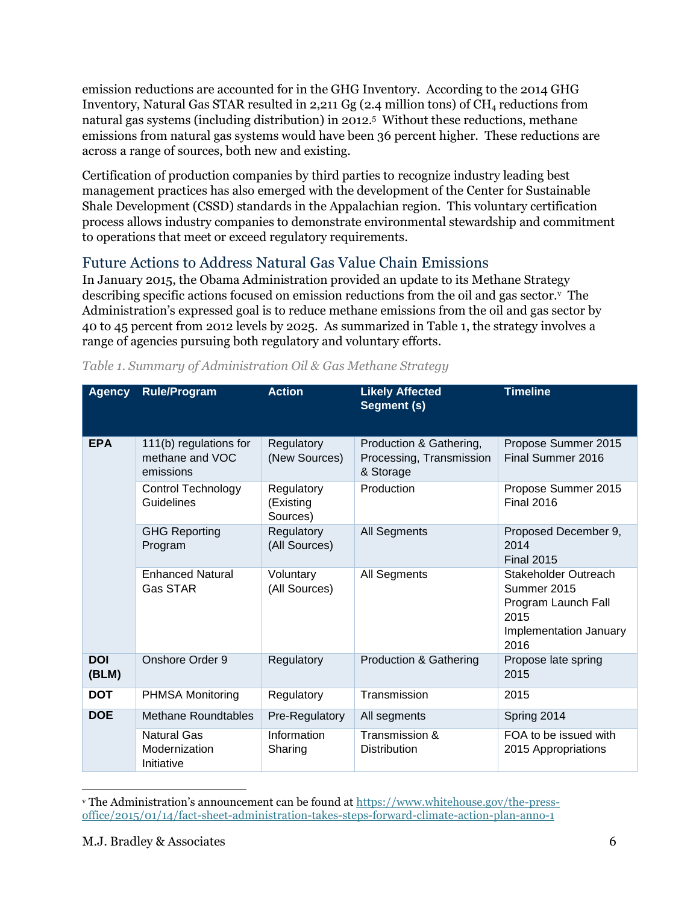emission reductions are accounted for in the GHG Inventory. According to the 2014 GHG Inventory, Natural Gas STAR resulted in 2,211 Gg (2.4 million tons) of $CH_4$ reductions from natural gas systems (including distribution) in 2012.[5] Without these reductions, methane emissions from natural gas systems would have been 36 percent higher. These reductions are across a range of sources, both new and existing.

Certification of production companies by third parties to recognize industry leading best management practices has also emerged with the development of the Center for Sustainable Shale Development (CSSD) standards in the Appalachian region. This voluntary certification process allows industry companies to demonstrate environmental stewardship and commitment to operations that meet or exceed regulatory requirements.

## Future Actions to Address Natural Gas Value Chain Emissions

In January 2015, the Obama Administration provided an update to its Methane Strategy describing specific actions focused on emission reductions from the oil and gas sector.[v] The Administration's expressed goal is to reduce methane emissions from the oil and gas sector by 40 to 45 percent from 2012 levels by 2025. As summarized in Table 1, the strategy involves a range of agencies pursuing both regulatory and voluntary efforts.

*Table 1. Summary of Administration Oil & Gas Methane Strategy*

| Agency | Rule/Program | Action | Likely Affected Segment (s) | Timeline |
|---|---|---|---|---|
| **EPA** | 111(b) regulations for methane and VOC emissions | Regulatory (New Sources) | Production & Gathering, Processing, Transmission & Storage | Propose Summer 2015<br>Final Summer 2016 |
| | Control Technology Guidelines | Regulatory (Existing Sources) | Production | Propose Summer 2015<br>Final 2016 |
| | GHG Reporting Program | Regulatory (All Sources) | All Segments | Proposed December 9, 2014<br>Final 2015 |
| | Enhanced Natural Gas STAR | Voluntary (All Sources) | All Segments | Stakeholder Outreach Summer 2015<br>Program Launch Fall 2015<br>Implementation January 2016 |
| **DOI (BLM)** | Onshore Order 9 | Regulatory | Production & Gathering | Propose late spring 2015 |
| **DOT** | PHMSA Monitoring | Regulatory | Transmission | 2015 |
| **DOE** | Methane Roundtables | Pre-Regulatory | All segments | Spring 2014 |
| | Natural Gas Modernization Initiative | Information Sharing | Transmission & Distribution | FOA to be issued with 2015 Appropriations |

[v] The Administration's announcement can be found at https://www.whitehouse.gov/the-press-office/2015/01/14/fact-sheet-administration-takes-steps-forward-climate-action-plan-anno-1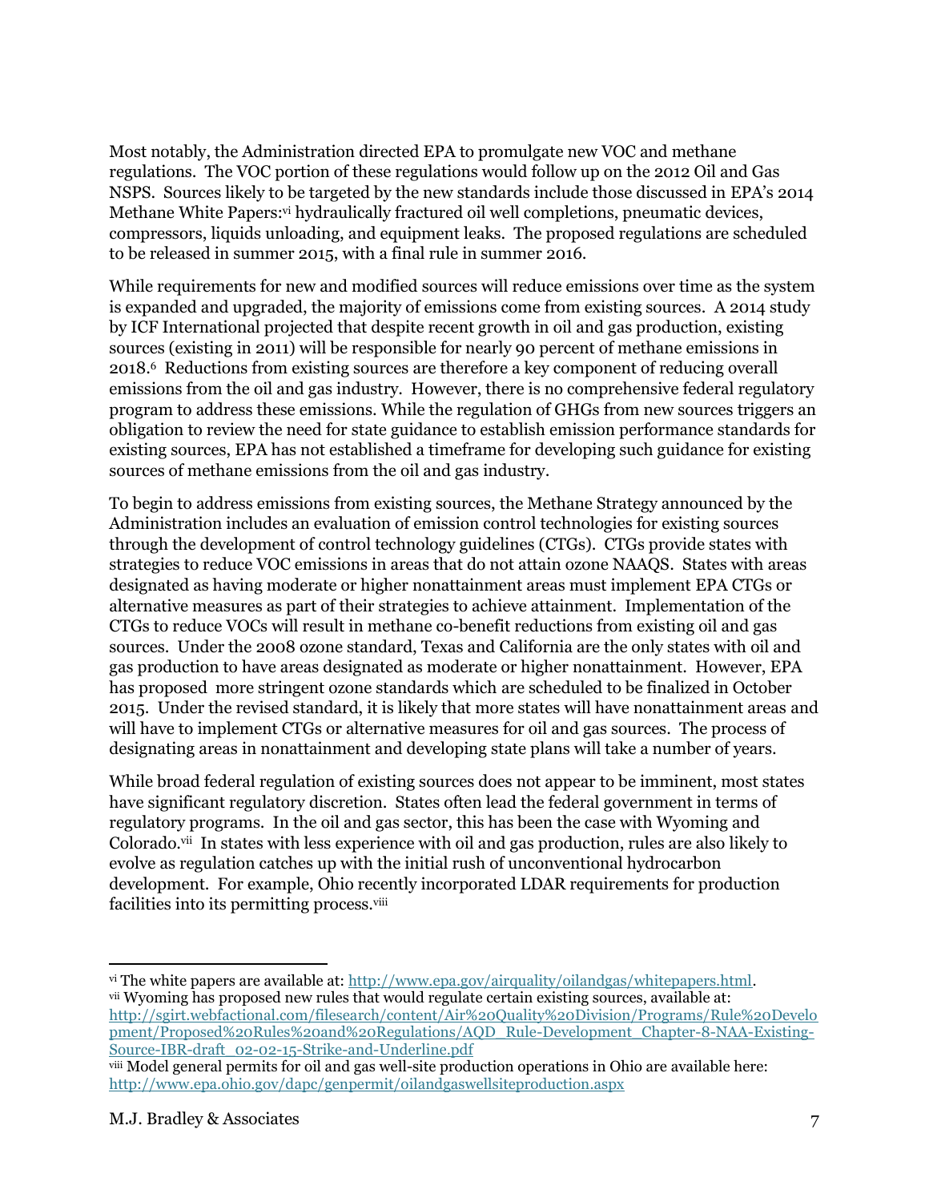Most notably, the Administration directed EPA to promulgate new VOC and methane regulations. The VOC portion of these regulations would follow up on the 2012 Oil and Gas NSPS. Sources likely to be targeted by the new standards include those discussed in EPA's 2014 Methane White Papers:[vi] hydraulically fractured oil well completions, pneumatic devices, compressors, liquids unloading, and equipment leaks. The proposed regulations are scheduled to be released in summer 2015, with a final rule in summer 2016.

While requirements for new and modified sources will reduce emissions over time as the system is expanded and upgraded, the majority of emissions come from existing sources. A 2014 study by ICF International projected that despite recent growth in oil and gas production, existing sources (existing in 2011) will be responsible for nearly 90 percent of methane emissions in 2018.[6] Reductions from existing sources are therefore a key component of reducing overall emissions from the oil and gas industry. However, there is no comprehensive federal regulatory program to address these emissions. While the regulation of GHGs from new sources triggers an obligation to review the need for state guidance to establish emission performance standards for existing sources, EPA has not established a timeframe for developing such guidance for existing sources of methane emissions from the oil and gas industry.

To begin to address emissions from existing sources, the Methane Strategy announced by the Administration includes an evaluation of emission control technologies for existing sources through the development of control technology guidelines (CTGs). CTGs provide states with strategies to reduce VOC emissions in areas that do not attain ozone NAAQS. States with areas designated as having moderate or higher nonattainment areas must implement EPA CTGs or alternative measures as part of their strategies to achieve attainment. Implementation of the CTGs to reduce VOCs will result in methane co-benefit reductions from existing oil and gas sources. Under the 2008 ozone standard, Texas and California are the only states with oil and gas production to have areas designated as moderate or higher nonattainment. However, EPA has proposed more stringent ozone standards which are scheduled to be finalized in October 2015. Under the revised standard, it is likely that more states will have nonattainment areas and will have to implement CTGs or alternative measures for oil and gas sources. The process of designating areas in nonattainment and developing state plans will take a number of years.

While broad federal regulation of existing sources does not appear to be imminent, most states have significant regulatory discretion. States often lead the federal government in terms of regulatory programs. In the oil and gas sector, this has been the case with Wyoming and Colorado.[vii] In states with less experience with oil and gas production, rules are also likely to evolve as regulation catches up with the initial rush of unconventional hydrocarbon development. For example, Ohio recently incorporated LDAR requirements for production facilities into its permitting process.[viii]

---

[vi] The white papers are available at: http://www.epa.gov/airquality/oilandgas/whitepapers.html.

[vii] Wyoming has proposed new rules that would regulate certain existing sources, available at: http://sgirt.webfactional.com/filesearch/content/Air%20Quality%20Division/Programs/Rule%20Development/Proposed%20Rules%20and%20Regulations/AQD_Rule-Development_Chapter-8-NAA-Existing-Source-IBR-draft_02-02-15-Strike-and-Underline.pdf

[viii] Model general permits for oil and gas well-site production operations in Ohio are available here: http://www.epa.ohio.gov/dapc/genpermit/oilandgaswellsiteproduction.aspx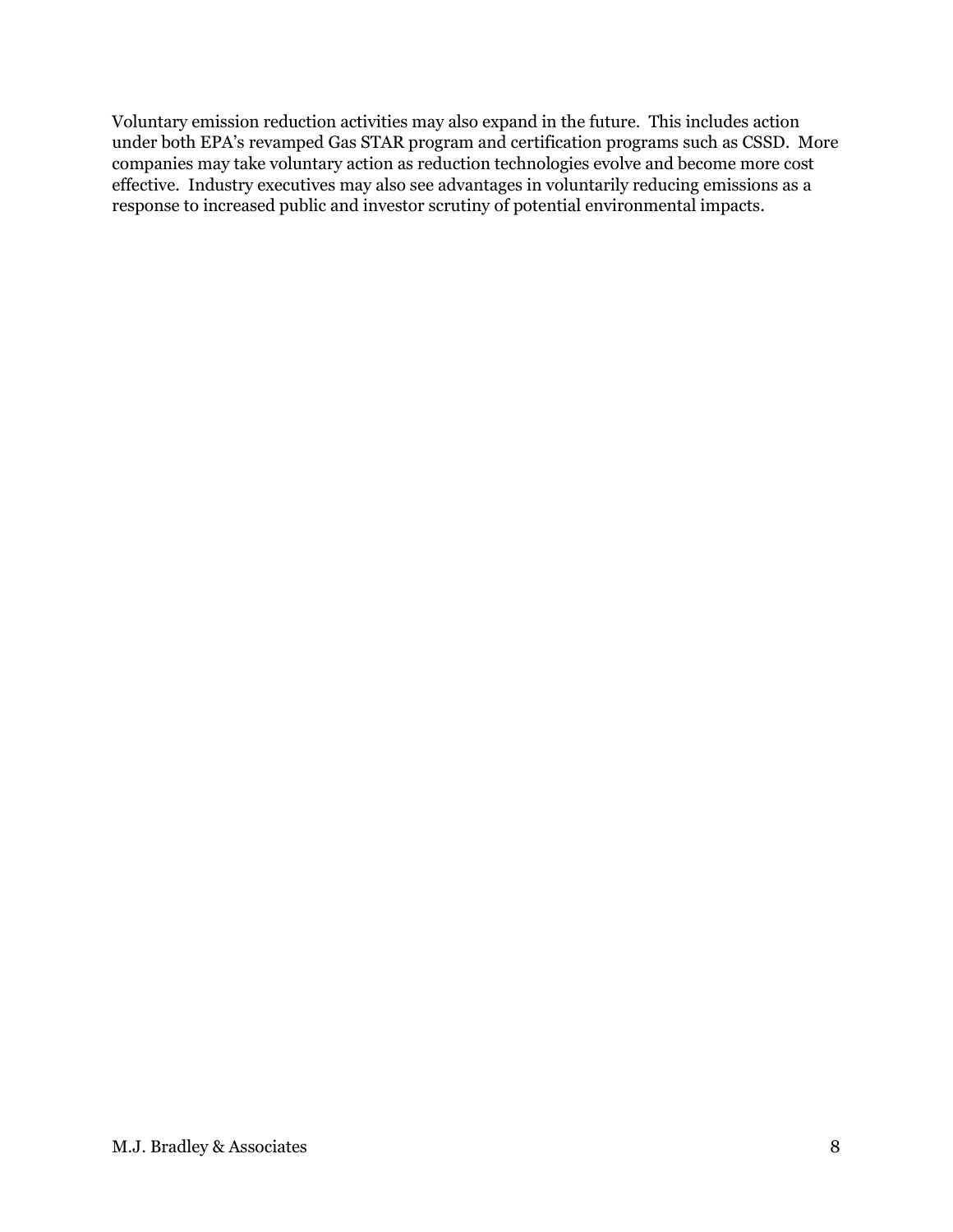Voluntary emission reduction activities may also expand in the future. This includes action under both EPA's revamped Gas STAR program and certification programs such as CSSD. More companies may take voluntary action as reduction technologies evolve and become more cost effective. Industry executives may also see advantages in voluntarily reducing emissions as a response to increased public and investor scrutiny of potential environmental impacts.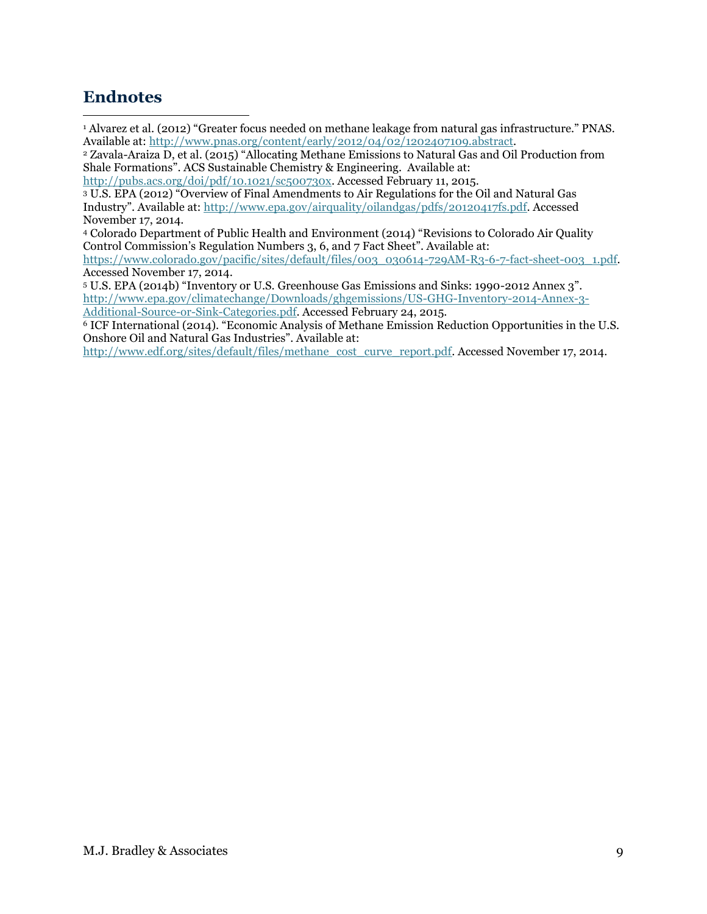## Endnotes

[1] Alvarez et al. (2012) "Greater focus needed on methane leakage from natural gas infrastructure." PNAS. Available at: http://www.pnas.org/content/early/2012/04/02/1202407109.abstract.
[2] Zavala-Araiza D, et al. (2015) "Allocating Methane Emissions to Natural Gas and Oil Production from Shale Formations". ACS Sustainable Chemistry & Engineering. Available at: http://pubs.acs.org/doi/pdf/10.1021/sc500730x. Accessed February 11, 2015.
[3] U.S. EPA (2012) "Overview of Final Amendments to Air Regulations for the Oil and Natural Gas Industry". Available at: http://www.epa.gov/airquality/oilandgas/pdfs/20120417fs.pdf. Accessed November 17, 2014.
[4] Colorado Department of Public Health and Environment (2014) "Revisions to Colorado Air Quality Control Commission's Regulation Numbers 3, 6, and 7 Fact Sheet". Available at: https://www.colorado.gov/pacific/sites/default/files/003_030614-729AM-R3-6-7-fact-sheet-003_1.pdf. Accessed November 17, 2014.
[5] U.S. EPA (2014b) "Inventory or U.S. Greenhouse Gas Emissions and Sinks: 1990-2012 Annex 3". http://www.epa.gov/climatechange/Downloads/ghgemissions/US-GHG-Inventory-2014-Annex-3-Additional-Source-or-Sink-Categories.pdf. Accessed February 24, 2015.
[6] ICF International (2014). "Economic Analysis of Methane Emission Reduction Opportunities in the U.S. Onshore Oil and Natural Gas Industries". Available at: http://www.edf.org/sites/default/files/methane_cost_curve_report.pdf. Accessed November 17, 2014.